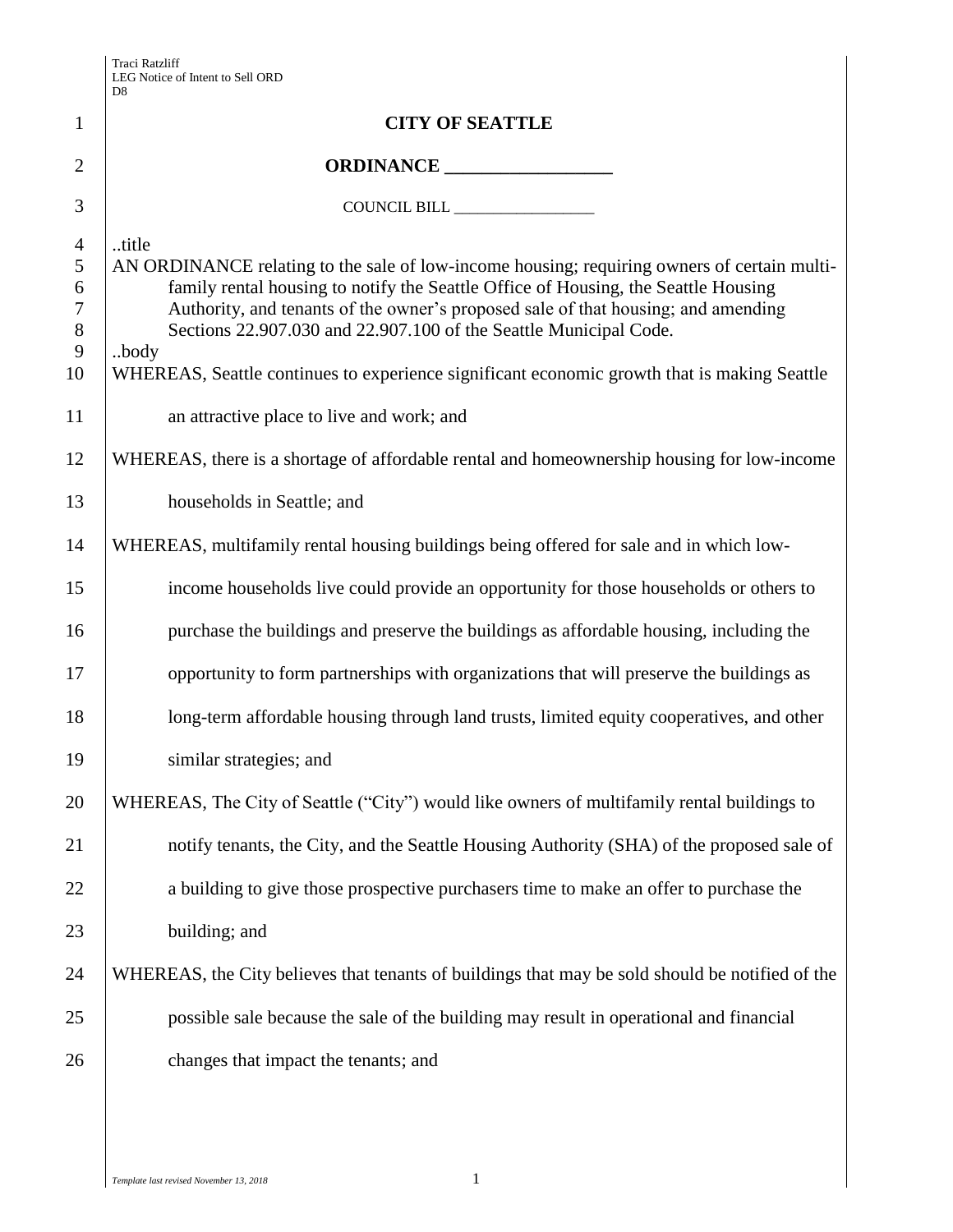# CITY OF SEATTLE

## ORDINANCE __________________

COUNCIL BILL __________________

..title

AN ORDINANCE relating to the sale of low-income housing; requiring owners of certain multi-family rental housing to notify the Seattle Office of Housing, the Seattle Housing Authority, and tenants of the owner's proposed sale of that housing; and amending Sections 22.907.030 and 22.907.100 of the Seattle Municipal Code.

..body

WHEREAS, Seattle continues to experience significant economic growth that is making Seattle an attractive place to live and work; and

WHEREAS, there is a shortage of affordable rental and homeownership housing for low-income households in Seattle; and

WHEREAS, multifamily rental housing buildings being offered for sale and in which low-income households live could provide an opportunity for those households or others to purchase the buildings and preserve the buildings as affordable housing, including the opportunity to form partnerships with organizations that will preserve the buildings as long-term affordable housing through land trusts, limited equity cooperatives, and other similar strategies; and

WHEREAS, The City of Seattle ("City") would like owners of multifamily rental buildings to notify tenants, the City, and the Seattle Housing Authority (SHA) of the proposed sale of a building to give those prospective purchasers time to make an offer to purchase the building; and

WHEREAS, the City believes that tenants of buildings that may be sold should be notified of the possible sale because the sale of the building may result in operational and financial changes that impact the tenants; and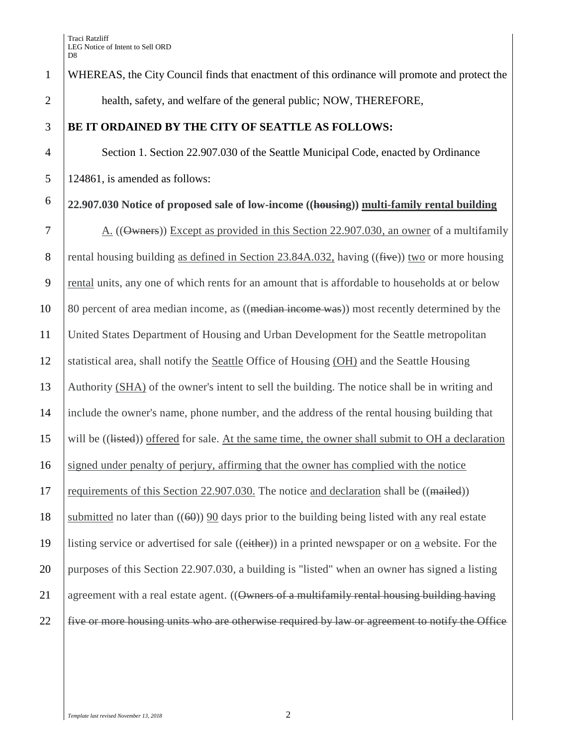WHEREAS, the City Council finds that enactment of this ordinance will promote and protect the health, safety, and welfare of the general public; NOW, THEREFORE,

**BE IT ORDAINED BY THE CITY OF SEATTLE AS FOLLOWS:**

Section 1. Section 22.907.030 of the Seattle Municipal Code, enacted by Ordinance 124861, is amended as follows:

**22.907.030 Notice of proposed sale of low-income ((~~housing~~)) <u>multi-family rental building</u>**

<u>A.</u> ((~~Owners~~)) <u>Except as provided in this Section 22.907.030, an owner</u> of a multifamily rental housing building <u>as defined in Section 23.84A.032,</u> having ((~~five~~)) <u>two</u> or more housing <u>rental</u> units, any one of which rents for an amount that is affordable to households at or below 80 percent of area median income, as ((~~median income was~~)) most recently determined by the United States Department of Housing and Urban Development for the Seattle metropolitan statistical area, shall notify the <u>Seattle</u> Office of Housing <u>(OH)</u> and the Seattle Housing Authority <u>(SHA)</u> of the owner's intent to sell the building. The notice shall be in writing and include the owner's name, phone number, and the address of the rental housing building that will be ((~~listed~~)) <u>offered</u> for sale. <u>At the same time, the owner shall submit to OH a declaration signed under penalty of perjury, affirming that the owner has complied with the notice requirements of this Section 22.907.030.</u> The notice <u>and declaration</u> shall be ((~~mailed~~)) <u>submitted</u> no later than ((~~60~~)) <u>90</u> days prior to the building being listed with any real estate listing service or advertised for sale ((~~either~~)) in a printed newspaper or on <u>a</u> website. For the purposes of this Section 22.907.030, a building is "listed" when an owner has signed a listing agreement with a real estate agent. ((~~Owners of a multifamily rental housing building having five or more housing units who are otherwise required by law or agreement to notify the Office~~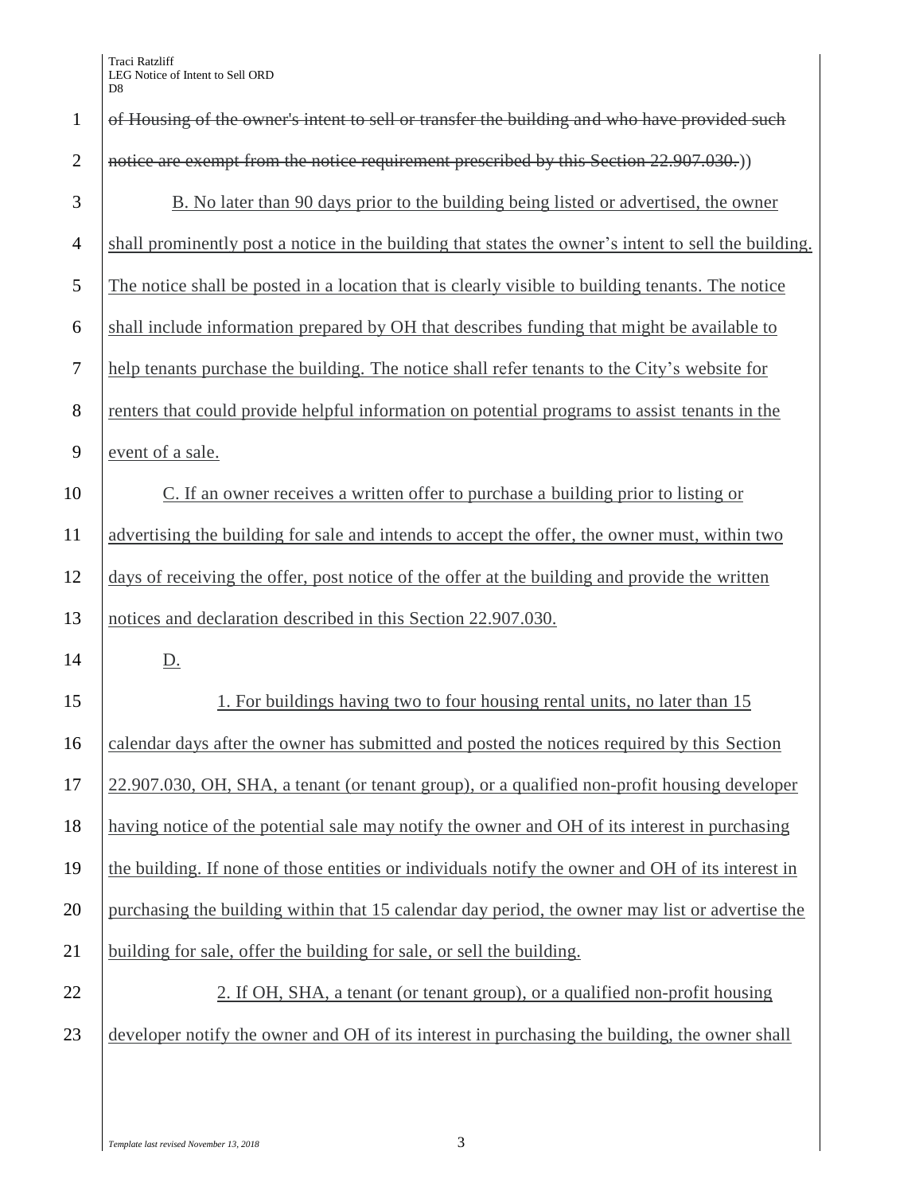~~of Housing of the owner's intent to sell or transfer the building and who have provided such notice are exempt from the notice requirement prescribed by this Section 22.907.030.~~))

B. No later than 90 days prior to the building being listed or advertised, the owner shall prominently post a notice in the building that states the owner's intent to sell the building. The notice shall be posted in a location that is clearly visible to building tenants. The notice shall include information prepared by OH that describes funding that might be available to help tenants purchase the building. The notice shall refer tenants to the City's website for renters that could provide helpful information on potential programs to assist tenants in the event of a sale.

C. If an owner receives a written offer to purchase a building prior to listing or advertising the building for sale and intends to accept the offer, the owner must, within two days of receiving the offer, post notice of the offer at the building and provide the written notices and declaration described in this Section 22.907.030.

D.

1. For buildings having two to four housing rental units, no later than 15 calendar days after the owner has submitted and posted the notices required by this Section 22.907.030, OH, SHA, a tenant (or tenant group), or a qualified non-profit housing developer having notice of the potential sale may notify the owner and OH of its interest in purchasing the building. If none of those entities or individuals notify the owner and OH of its interest in purchasing the building within that 15 calendar day period, the owner may list or advertise the building for sale, offer the building for sale, or sell the building.

2. If OH, SHA, a tenant (or tenant group), or a qualified non-profit housing developer notify the owner and OH of its interest in purchasing the building, the owner shall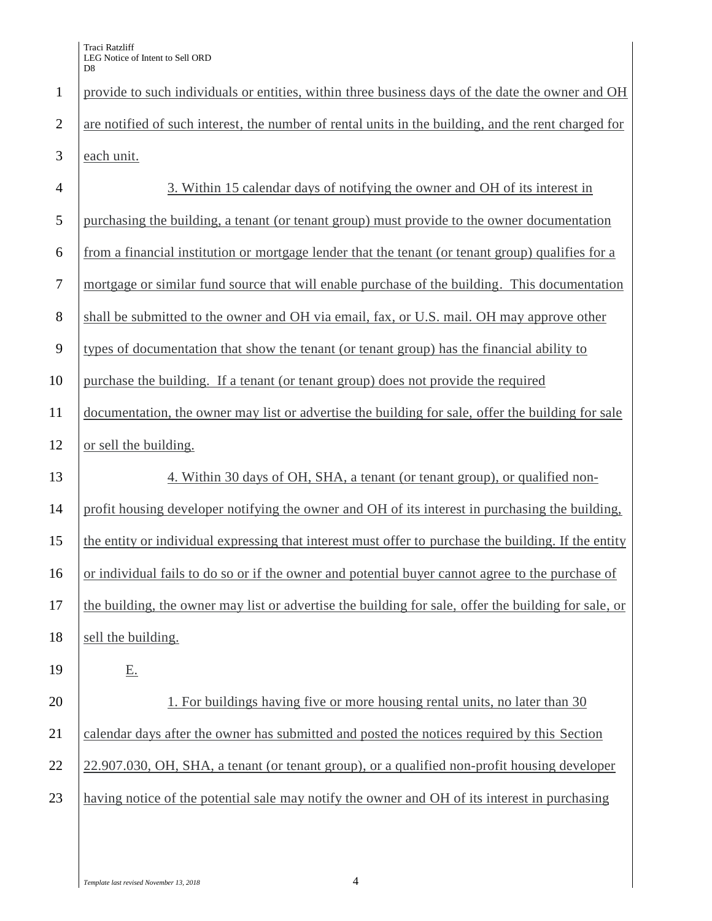provide to such individuals or entities, within three business days of the date the owner and OH are notified of such interest, the number of rental units in the building, and the rent charged for each unit.

3. Within 15 calendar days of notifying the owner and OH of its interest in purchasing the building, a tenant (or tenant group) must provide to the owner documentation from a financial institution or mortgage lender that the tenant (or tenant group) qualifies for a mortgage or similar fund source that will enable purchase of the building. This documentation shall be submitted to the owner and OH via email, fax, or U.S. mail. OH may approve other types of documentation that show the tenant (or tenant group) has the financial ability to purchase the building. If a tenant (or tenant group) does not provide the required documentation, the owner may list or advertise the building for sale, offer the building for sale or sell the building.

4. Within 30 days of OH, SHA, a tenant (or tenant group), or qualified non-profit housing developer notifying the owner and OH of its interest in purchasing the building, the entity or individual expressing that interest must offer to purchase the building. If the entity or individual fails to do so or if the owner and potential buyer cannot agree to the purchase of the building, the owner may list or advertise the building for sale, offer the building for sale, or sell the building.

E.

1. For buildings having five or more housing rental units, no later than 30 calendar days after the owner has submitted and posted the notices required by this Section 22.907.030, OH, SHA, a tenant (or tenant group), or a qualified non-profit housing developer having notice of the potential sale may notify the owner and OH of its interest in purchasing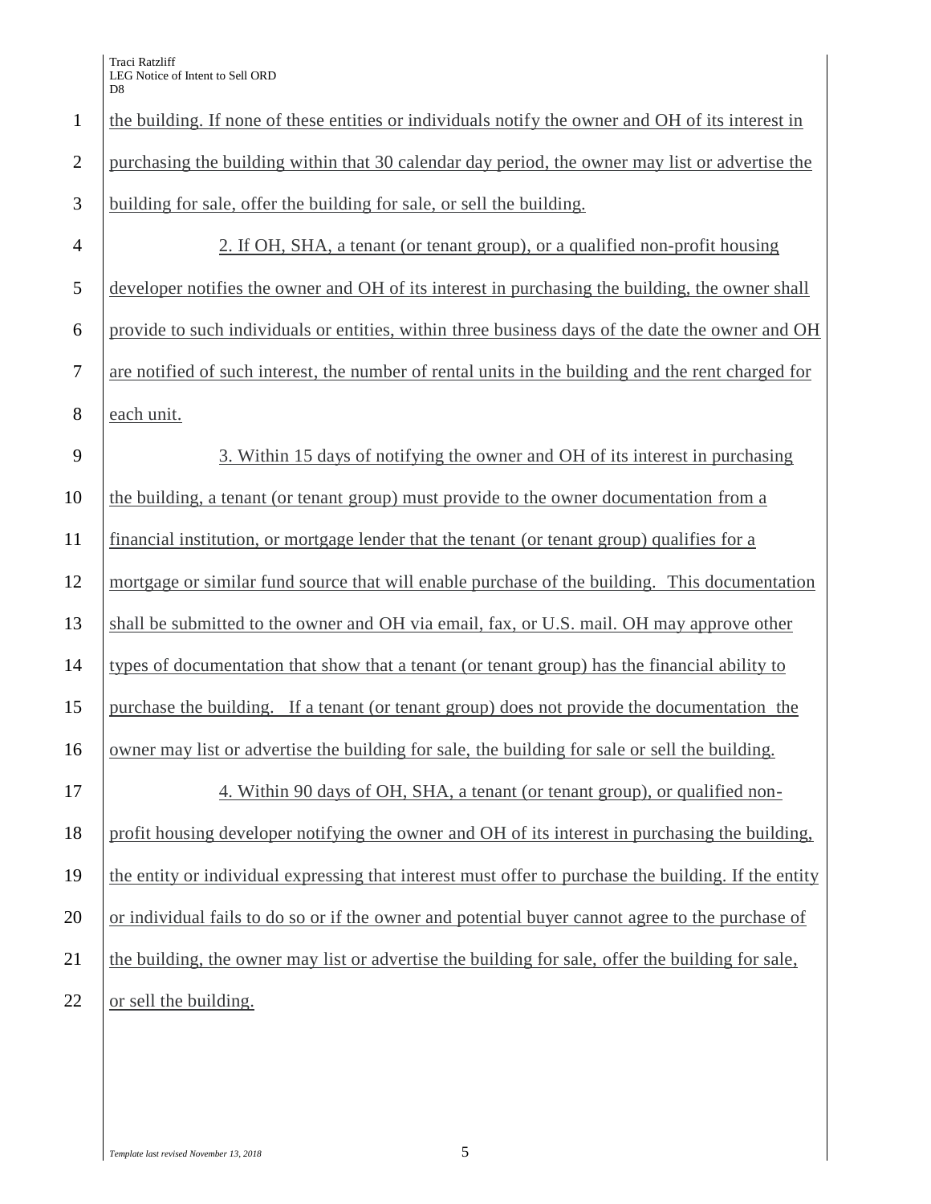the building. If none of these entities or individuals notify the owner and OH of its interest in purchasing the building within that 30 calendar day period, the owner may list or advertise the building for sale, offer the building for sale, or sell the building.

2. If OH, SHA, a tenant (or tenant group), or a qualified non-profit housing developer notifies the owner and OH of its interest in purchasing the building, the owner shall provide to such individuals or entities, within three business days of the date the owner and OH are notified of such interest, the number of rental units in the building and the rent charged for each unit.

3. Within 15 days of notifying the owner and OH of its interest in purchasing the building, a tenant (or tenant group) must provide to the owner documentation from a financial institution, or mortgage lender that the tenant (or tenant group) qualifies for a mortgage or similar fund source that will enable purchase of the building. This documentation shall be submitted to the owner and OH via email, fax, or U.S. mail. OH may approve other types of documentation that show that a tenant (or tenant group) has the financial ability to purchase the building. If a tenant (or tenant group) does not provide the documentation the owner may list or advertise the building for sale, the building for sale or sell the building.

4. Within 90 days of OH, SHA, a tenant (or tenant group), or qualified non-profit housing developer notifying the owner and OH of its interest in purchasing the building, the entity or individual expressing that interest must offer to purchase the building. If the entity or individual fails to do so or if the owner and potential buyer cannot agree to the purchase of the building, the owner may list or advertise the building for sale, offer the building for sale, or sell the building.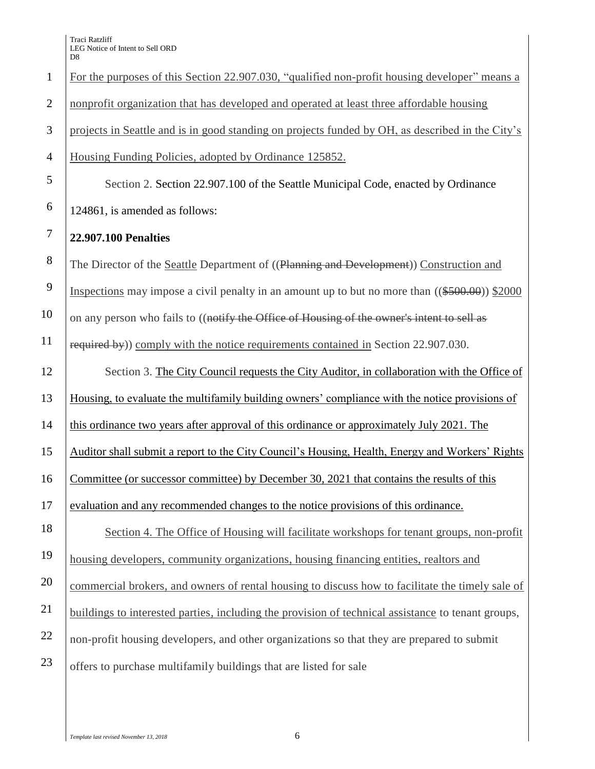For the purposes of this Section 22.907.030, "qualified non-profit housing developer" means a nonprofit organization that has developed and operated at least three affordable housing projects in Seattle and is in good standing on projects funded by OH, as described in the City's Housing Funding Policies, adopted by Ordinance 125852.

Section 2. Section 22.907.100 of the Seattle Municipal Code, enacted by Ordinance 124861, is amended as follows:

**22.907.100 Penalties**

The Director of the Seattle Department of ((~~Planning and Development~~)) Construction and Inspections may impose a civil penalty in an amount up to but no more than ((~~$500.00~~)) $2000 on any person who fails to ((~~notify the Office of Housing of the owner's intent to sell as required by~~)) comply with the notice requirements contained in Section 22.907.030.

Section 3. The City Council requests the City Auditor, in collaboration with the Office of Housing, to evaluate the multifamily building owners' compliance with the notice provisions of this ordinance two years after approval of this ordinance or approximately July 2021. The Auditor shall submit a report to the City Council's Housing, Health, Energy and Workers' Rights Committee (or successor committee) by December 30, 2021 that contains the results of this evaluation and any recommended changes to the notice provisions of this ordinance.

Section 4. The Office of Housing will facilitate workshops for tenant groups, non-profit housing developers, community organizations, housing financing entities, realtors and commercial brokers, and owners of rental housing to discuss how to facilitate the timely sale of buildings to interested parties, including the provision of technical assistance to tenant groups, non-profit housing developers, and other organizations so that they are prepared to submit offers to purchase multifamily buildings that are listed for sale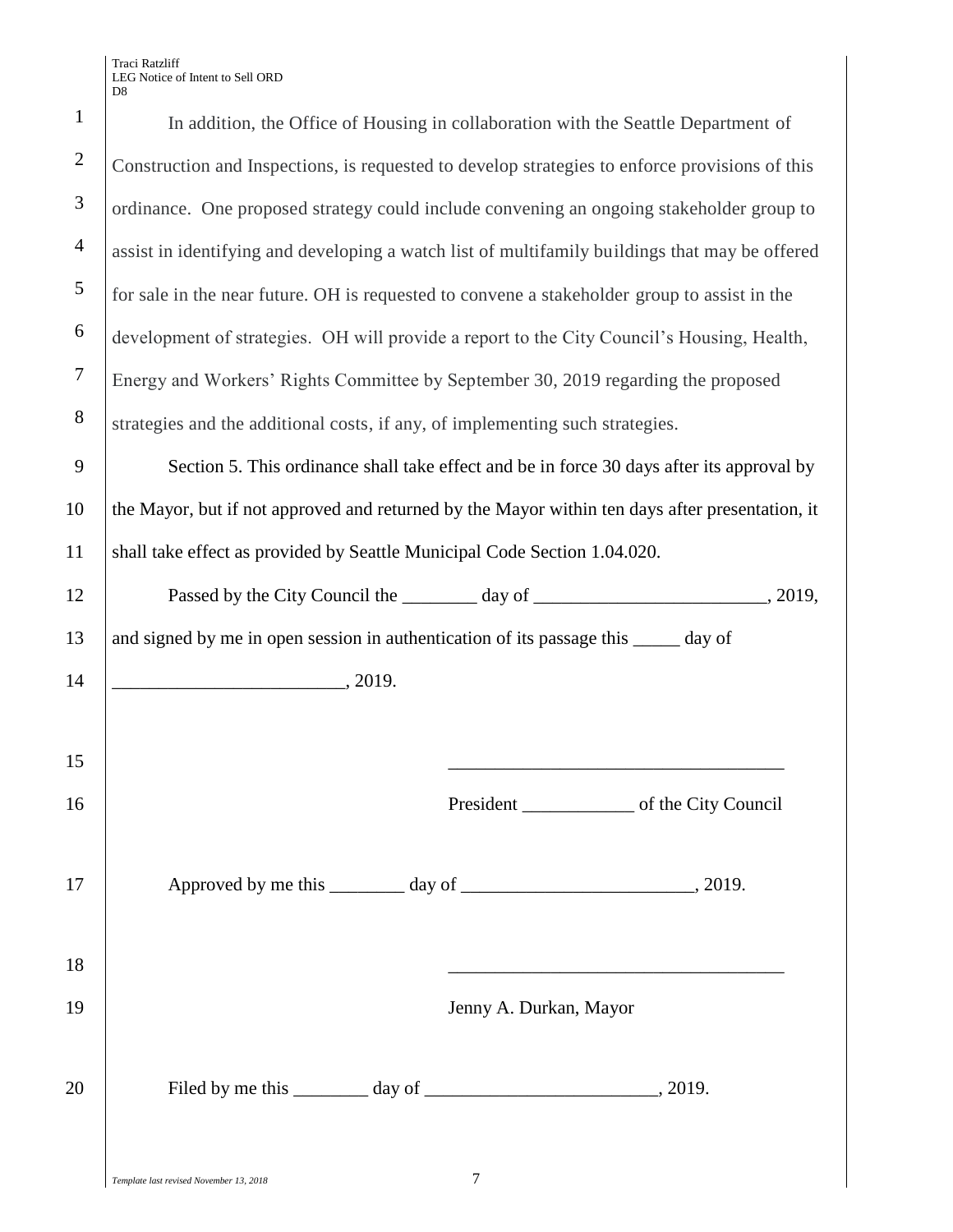In addition, the Office of Housing in collaboration with the Seattle Department of Construction and Inspections, is requested to develop strategies to enforce provisions of this ordinance. One proposed strategy could include convening an ongoing stakeholder group to assist in identifying and developing a watch list of multifamily buildings that may be offered for sale in the near future. OH is requested to convene a stakeholder group to assist in the development of strategies. OH will provide a report to the City Council's Housing, Health, Energy and Workers' Rights Committee by September 30, 2019 regarding the proposed strategies and the additional costs, if any, of implementing such strategies.

Section 5. This ordinance shall take effect and be in force 30 days after its approval by the Mayor, but if not approved and returned by the Mayor within ten days after presentation, it shall take effect as provided by Seattle Municipal Code Section 1.04.020.

Passed by the City Council the ________ day of _________________________, 2019, and signed by me in open session in authentication of its passage this _____ day of _________________________, 2019.

____________________________________

President ____________ of the City Council

Approved by me this ________ day of _________________________, 2019.

____________________________________

Jenny A. Durkan, Mayor

Filed by me this ________ day of _________________________, 2019.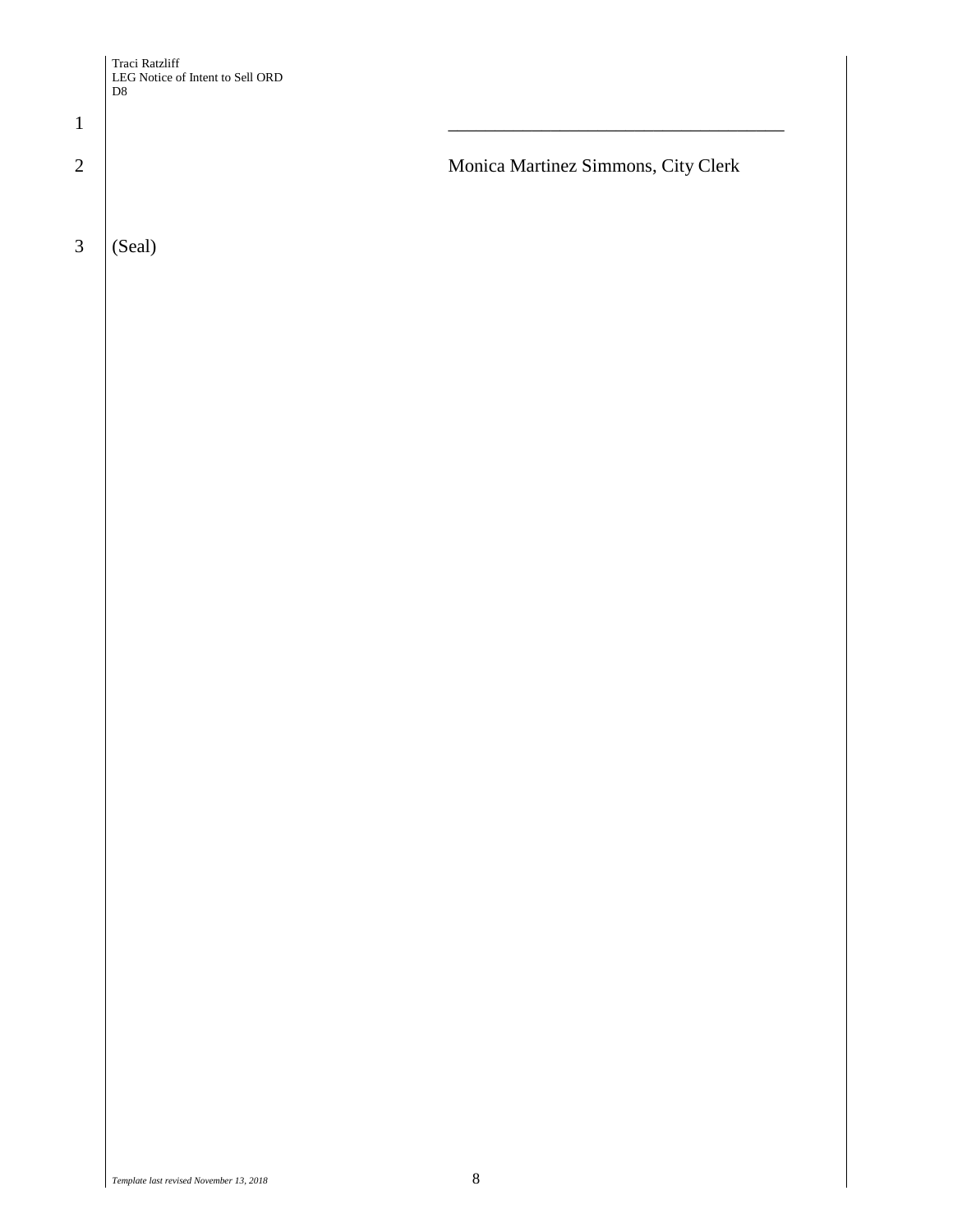\_\_\_\_\_\_\_\_\_\_\_\_\_\_\_\_\_\_\_\_\_\_\_\_\_\_\_\_\_\_\_\_\_\_\_\_\_\_

Monica Martinez Simmons, City Clerk

(Seal)